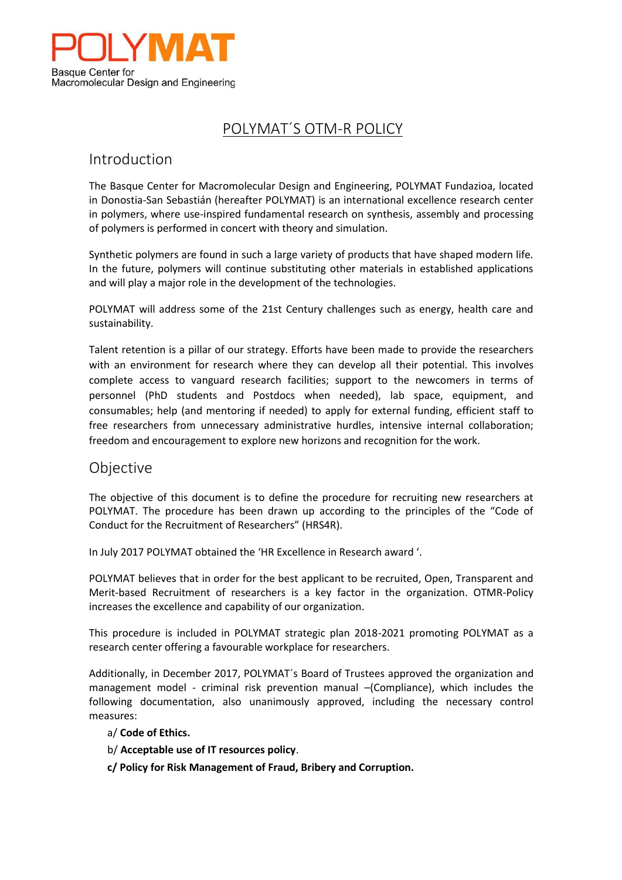POLYMAT
Basque Center for
Macromolecular Design and Engineering

# POLYMAT´S OTM-R POLICY

## Introduction

The Basque Center for Macromolecular Design and Engineering, POLYMAT Fundazioa, located in Donostia-San Sebastián (hereafter POLYMAT) is an international excellence research center in polymers, where use-inspired fundamental research on synthesis, assembly and processing of polymers is performed in concert with theory and simulation.

Synthetic polymers are found in such a large variety of products that have shaped modern life. In the future, polymers will continue substituting other materials in established applications and will play a major role in the development of the technologies.

POLYMAT will address some of the 21st Century challenges such as energy, health care and sustainability.

Talent retention is a pillar of our strategy. Efforts have been made to provide the researchers with an environment for research where they can develop all their potential. This involves complete access to vanguard research facilities; support to the newcomers in terms of personnel (PhD students and Postdocs when needed), lab space, equipment, and consumables; help (and mentoring if needed) to apply for external funding, efficient staff to free researchers from unnecessary administrative hurdles, intensive internal collaboration; freedom and encouragement to explore new horizons and recognition for the work.

## Objective

The objective of this document is to define the procedure for recruiting new researchers at POLYMAT. The procedure has been drawn up according to the principles of the "Code of Conduct for the Recruitment of Researchers" (HRS4R).

In July 2017 POLYMAT obtained the 'HR Excellence in Research award '.

POLYMAT believes that in order for the best applicant to be recruited, Open, Transparent and Merit-based Recruitment of researchers is a key factor in the organization. OTMR-Policy increases the excellence and capability of our organization.

This procedure is included in POLYMAT strategic plan 2018-2021 promoting POLYMAT as a research center offering a favourable workplace for researchers.

Additionally, in December 2017, POLYMAT´s Board of Trustees approved the organization and management model - criminal risk prevention manual –(Compliance), which includes the following documentation, also unanimously approved, including the necessary control measures:

a/ **Code of Ethics.**

b/ **Acceptable use of IT resources policy**.

**c/ Policy for Risk Management of Fraud, Bribery and Corruption.**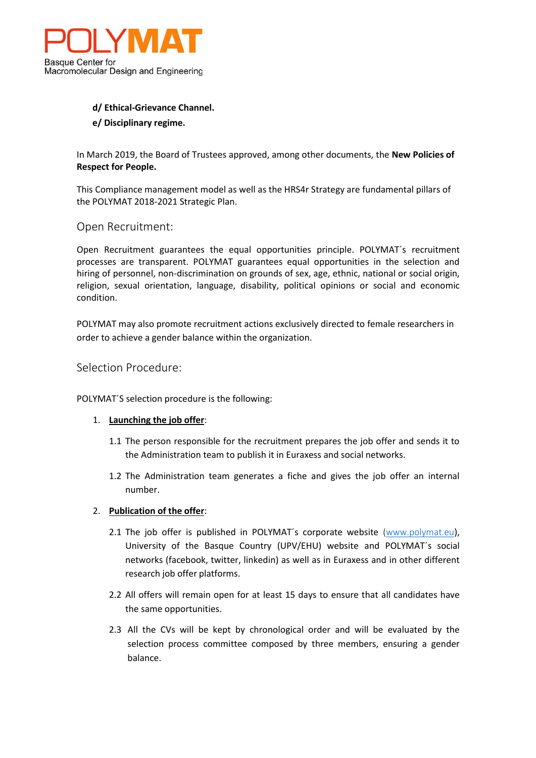**d/ Ethical-Grievance Channel.**

**e/ Disciplinary regime.**

In March 2019, the Board of Trustees approved, among other documents, the **New Policies of Respect for People.**

This Compliance management model as well as the HRS4r Strategy are fundamental pillars of the POLYMAT 2018-2021 Strategic Plan.

## Open Recruitment:

Open Recruitment guarantees the equal opportunities principle. POLYMAT´s recruitment processes are transparent. POLYMAT guarantees equal opportunities in the selection and hiring of personnel, non-discrimination on grounds of sex, age, ethnic, national or social origin, religion, sexual orientation, language, disability, political opinions or social and economic condition.

POLYMAT may also promote recruitment actions exclusively directed to female researchers in order to achieve a gender balance within the organization.

## Selection Procedure:

POLYMAT´S selection procedure is the following:

1. **Launching the job offer**:

   1.1 The person responsible for the recruitment prepares the job offer and sends it to the Administration team to publish it in Euraxess and social networks.

   1.2 The Administration team generates a fiche and gives the job offer an internal number.

2. **Publication of the offer**:

   2.1 The job offer is published in POLYMAT´s corporate website (www.polymat.eu), University of the Basque Country (UPV/EHU) website and POLYMAT´s social networks (facebook, twitter, linkedin) as well as in Euraxess and in other different research job offer platforms.

   2.2 All offers will remain open for at least 15 days to ensure that all candidates have the same opportunities.

   2.3 All the CVs will be kept by chronological order and will be evaluated by the selection process committee composed by three members, ensuring a gender balance.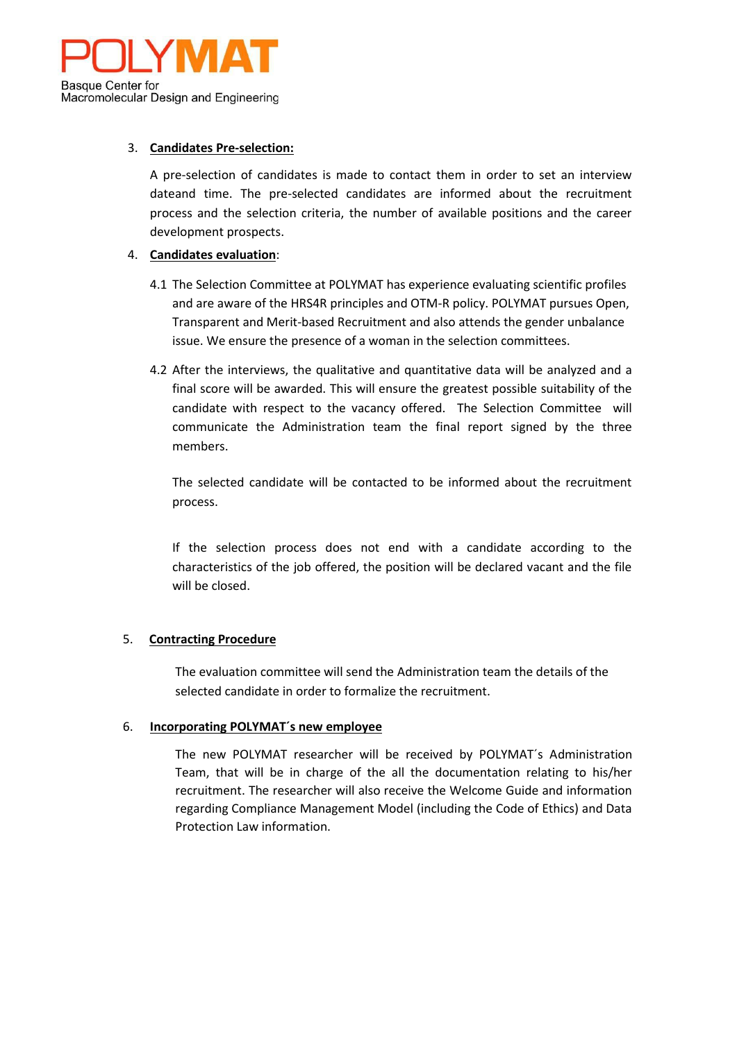3. **Candidates Pre-selection:**

   A pre-selection of candidates is made to contact them in order to set an interview dateand time. The pre-selected candidates are informed about the recruitment process and the selection criteria, the number of available positions and the career development prospects.

4. **Candidates evaluation**:

   4.1 The Selection Committee at POLYMAT has experience evaluating scientific profiles and are aware of the HRS4R principles and OTM-R policy. POLYMAT pursues Open, Transparent and Merit-based Recruitment and also attends the gender unbalance issue. We ensure the presence of a woman in the selection committees.

   4.2 After the interviews, the qualitative and quantitative data will be analyzed and a final score will be awarded. This will ensure the greatest possible suitability of the candidate with respect to the vacancy offered. The Selection Committee will communicate the Administration team the final report signed by the three members.

   The selected candidate will be contacted to be informed about the recruitment process.

   If the selection process does not end with a candidate according to the characteristics of the job offered, the position will be declared vacant and the file will be closed.

5. **Contracting Procedure**

   The evaluation committee will send the Administration team the details of the selected candidate in order to formalize the recruitment.

6. **Incorporating POLYMAT´s new employee**

   The new POLYMAT researcher will be received by POLYMAT´s Administration Team, that will be in charge of the all the documentation relating to his/her recruitment. The researcher will also receive the Welcome Guide and information regarding Compliance Management Model (including the Code of Ethics) and Data Protection Law information.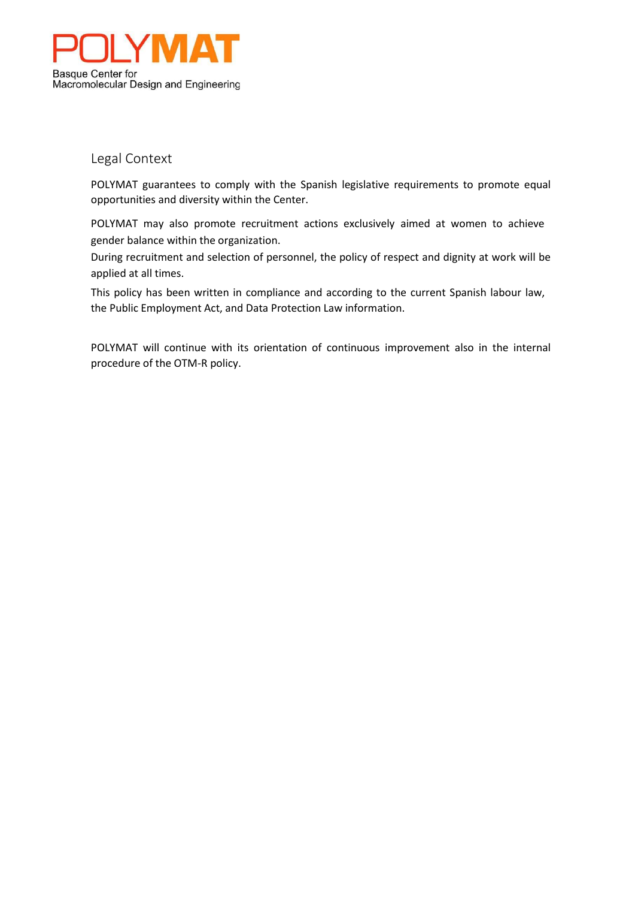## Legal Context

POLYMAT guarantees to comply with the Spanish legislative requirements to promote equal opportunities and diversity within the Center.

POLYMAT may also promote recruitment actions exclusively aimed at women to achieve gender balance within the organization.

During recruitment and selection of personnel, the policy of respect and dignity at work will be applied at all times.

This policy has been written in compliance and according to the current Spanish labour law, the Public Employment Act, and Data Protection Law information.

POLYMAT will continue with its orientation of continuous improvement also in the internal procedure of the OTM-R policy.